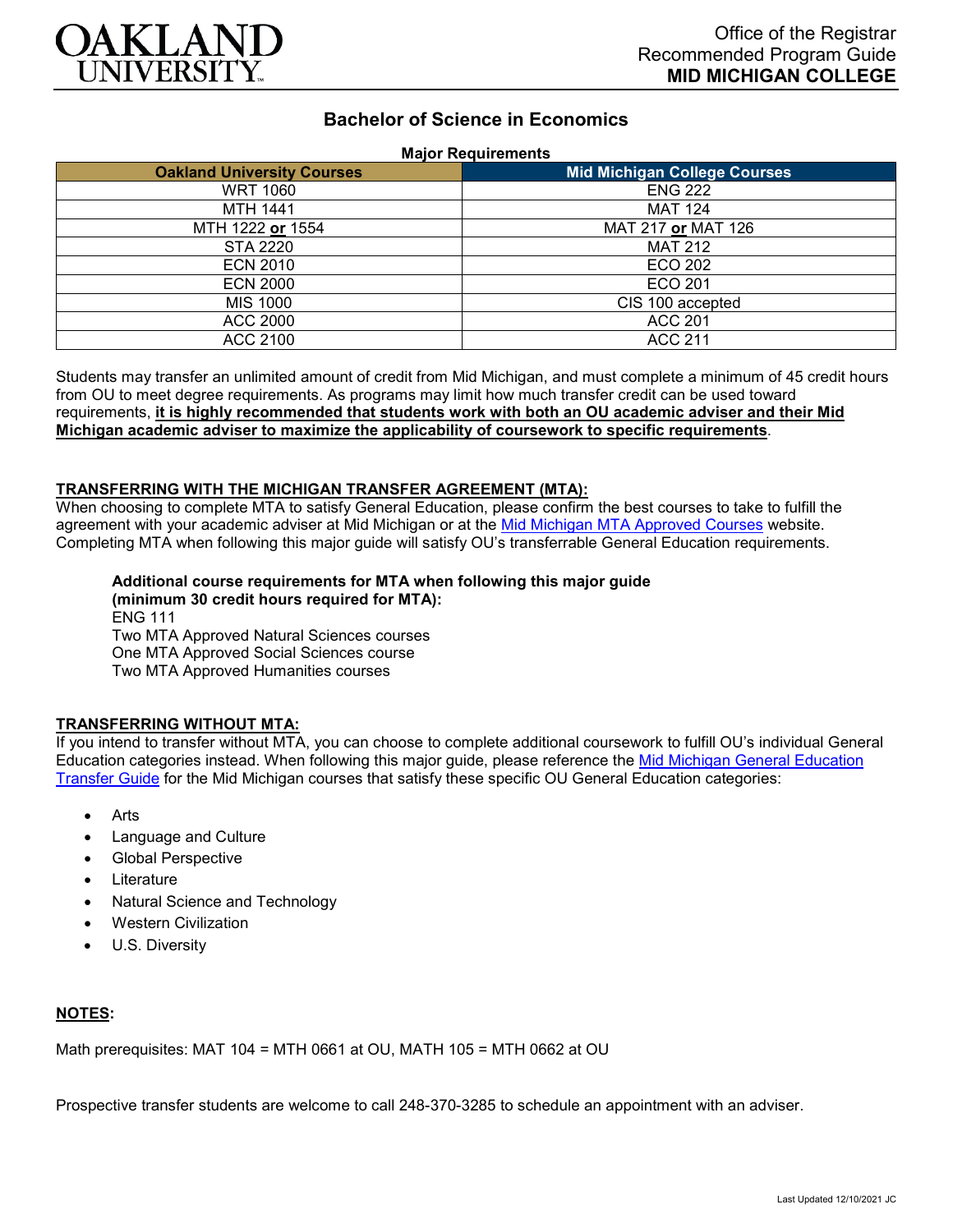Office of the Registrar
Recommended Program Guide
**MID MICHIGAN COLLEGE**

# Bachelor of Science in Economics

**Major Requirements**

| Oakland University Courses | Mid Michigan College Courses |
|---|---|
| WRT 1060 | ENG 222 |
| MTH 1441 | MAT 124 |
| MTH 1222 **or** 1554 | MAT 217 **or** MAT 126 |
| STA 2220 | MAT 212 |
| ECN 2010 | ECO 202 |
| ECN 2000 | ECO 201 |
| MIS 1000 | CIS 100 accepted |
| ACC 2000 | ACC 201 |
| ACC 2100 | ACC 211 |

Students may transfer an unlimited amount of credit from Mid Michigan, and must complete a minimum of 45 credit hours from OU to meet degree requirements. As programs may limit how much transfer credit can be used toward requirements, **it is highly recommended that students work with both an OU academic adviser and their Mid Michigan academic adviser to maximize the applicability of coursework to specific requirements**.

**TRANSFERRING WITH THE MICHIGAN TRANSFER AGREEMENT (MTA):**

When choosing to complete MTA to satisfy General Education, please confirm the best courses to take to fulfill the agreement with your academic adviser at Mid Michigan or at the Mid Michigan MTA Approved Courses website. Completing MTA when following this major guide will satisfy OU's transferrable General Education requirements.

**Additional course requirements for MTA when following this major guide (minimum 30 credit hours required for MTA):**
ENG 111
Two MTA Approved Natural Sciences courses
One MTA Approved Social Sciences course
Two MTA Approved Humanities courses

**TRANSFERRING WITHOUT MTA:**

If you intend to transfer without MTA, you can choose to complete additional coursework to fulfill OU's individual General Education categories instead. When following this major guide, please reference the Mid Michigan General Education Transfer Guide for the Mid Michigan courses that satisfy these specific OU General Education categories:

- Arts
- Language and Culture
- Global Perspective
- Literature
- Natural Science and Technology
- Western Civilization
- U.S. Diversity

**NOTES:**

Math prerequisites: MAT 104 = MTH 0661 at OU, MATH 105 = MTH 0662 at OU

Prospective transfer students are welcome to call 248-370-3285 to schedule an appointment with an adviser.

Last Updated 12/10/2021 JC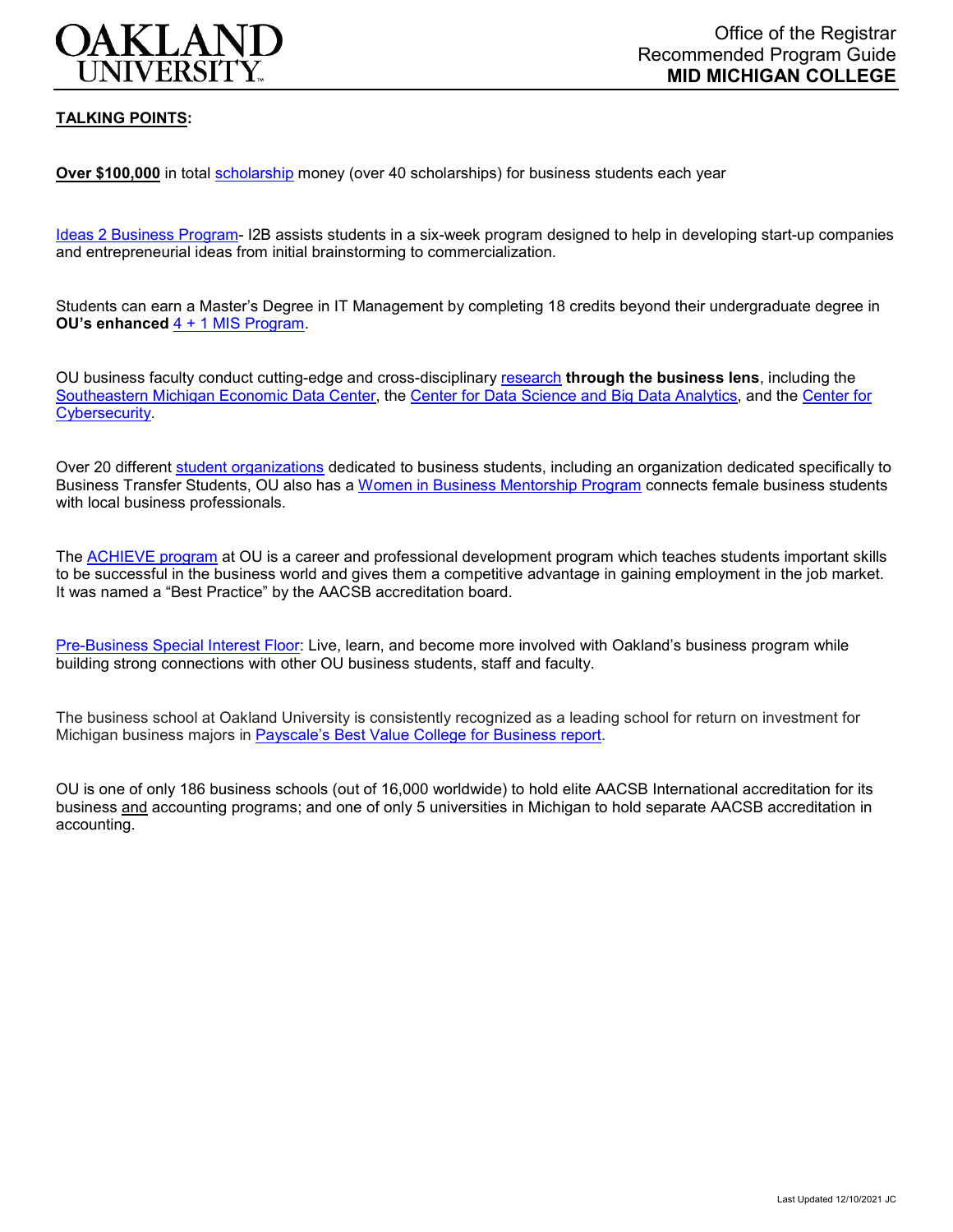**TALKING POINTS:**

**Over $100,000** in total scholarship money (over 40 scholarships) for business students each year

Ideas 2 Business Program- I2B assists students in a six-week program designed to help in developing start-up companies and entrepreneurial ideas from initial brainstorming to commercialization.

Students can earn a Master's Degree in IT Management by completing 18 credits beyond their undergraduate degree in **OU's enhanced** 4 + 1 MIS Program.

OU business faculty conduct cutting-edge and cross-disciplinary research **through the business lens**, including the Southeastern Michigan Economic Data Center, the Center for Data Science and Big Data Analytics, and the Center for Cybersecurity.

Over 20 different student organizations dedicated to business students, including an organization dedicated specifically to Business Transfer Students, OU also has a Women in Business Mentorship Program connects female business students with local business professionals.

The ACHIEVE program at OU is a career and professional development program which teaches students important skills to be successful in the business world and gives them a competitive advantage in gaining employment in the job market. It was named a "Best Practice" by the AACSB accreditation board.

Pre-Business Special Interest Floor: Live, learn, and become more involved with Oakland's business program while building strong connections with other OU business students, staff and faculty.

The business school at Oakland University is consistently recognized as a leading school for return on investment for Michigan business majors in Payscale's Best Value College for Business report.

OU is one of only 186 business schools (out of 16,000 worldwide) to hold elite AACSB International accreditation for its business and accounting programs; and one of only 5 universities in Michigan to hold separate AACSB accreditation in accounting.